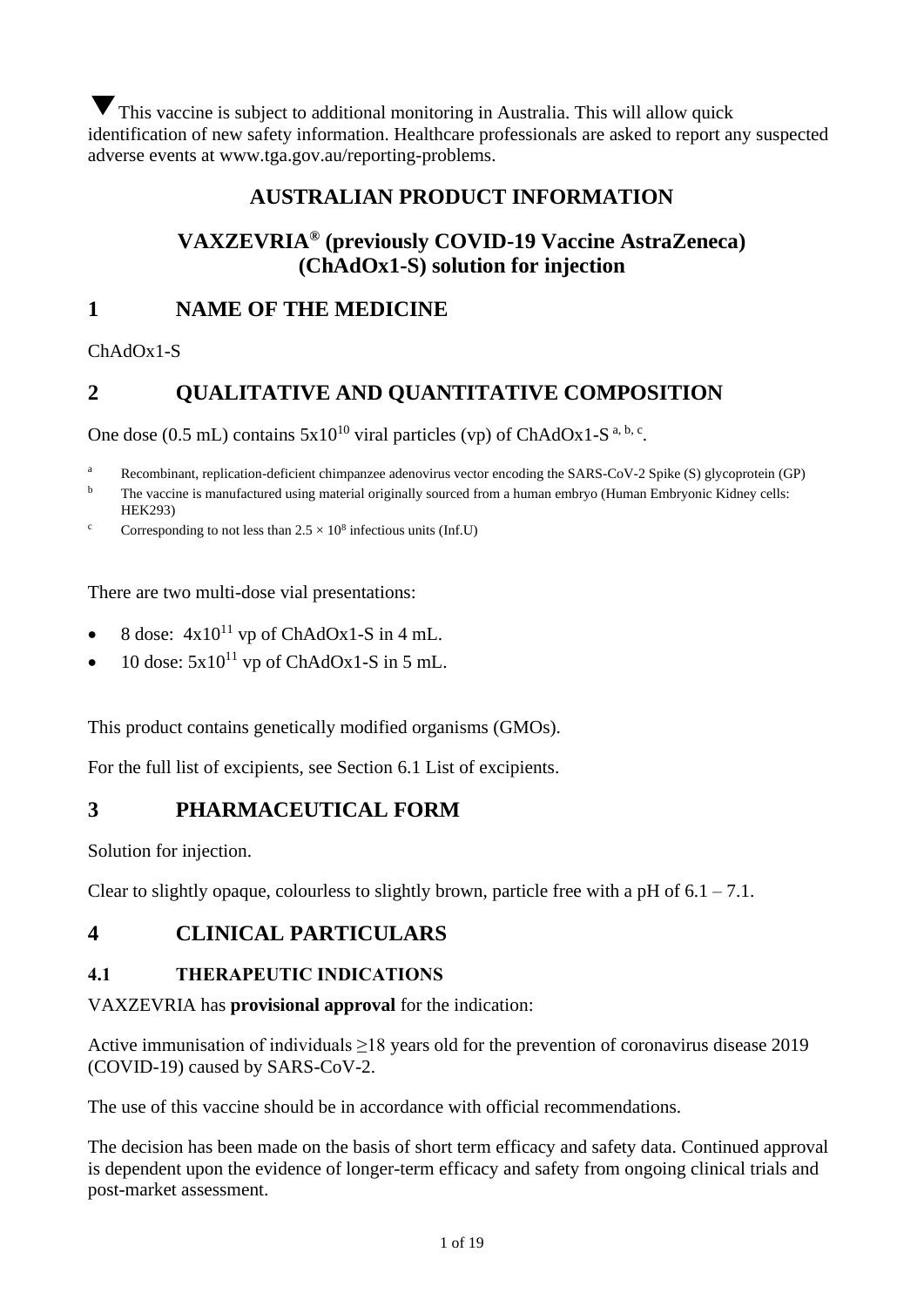▼ This vaccine is subject to additional monitoring in Australia. This will allow quick identification of new safety information. Healthcare professionals are asked to report any suspected adverse events at www.tga.gov.au/reporting-problems.

# AUSTRALIAN PRODUCT INFORMATION

# VAXZEVRIA® (previously COVID-19 Vaccine AstraZeneca) (ChAdOx1-S) solution for injection

## 1 NAME OF THE MEDICINE

ChAdOx1-S

## 2 QUALITATIVE AND QUANTITATIVE COMPOSITION

One dose (0.5 mL) contains $5x10^{10}$ viral particles (vp) of ChAdOx1-S [a, b, c].

- [a] Recombinant, replication-deficient chimpanzee adenovirus vector encoding the SARS-CoV-2 Spike (S) glycoprotein (GP)
- [b] The vaccine is manufactured using material originally sourced from a human embryo (Human Embryonic Kidney cells: HEK293)
- [c] Corresponding to not less than $2.5 \times 10^8$ infectious units (Inf.U)

There are two multi-dose vial presentations:

- 8 dose: $4x10^{11}$ vp of ChAdOx1-S in 4 mL.
- 10 dose: $5x10^{11}$ vp of ChAdOx1-S in 5 mL.

This product contains genetically modified organisms (GMOs).

For the full list of excipients, see Section 6.1 List of excipients.

## 3 PHARMACEUTICAL FORM

Solution for injection.

Clear to slightly opaque, colourless to slightly brown, particle free with a pH of 6.1 – 7.1.

## 4 CLINICAL PARTICULARS

### 4.1 THERAPEUTIC INDICATIONS

VAXZEVRIA has **provisional approval** for the indication:

Active immunisation of individuals ≥18 years old for the prevention of coronavirus disease 2019 (COVID-19) caused by SARS-CoV-2.

The use of this vaccine should be in accordance with official recommendations.

The decision has been made on the basis of short term efficacy and safety data. Continued approval is dependent upon the evidence of longer-term efficacy and safety from ongoing clinical trials and post-market assessment.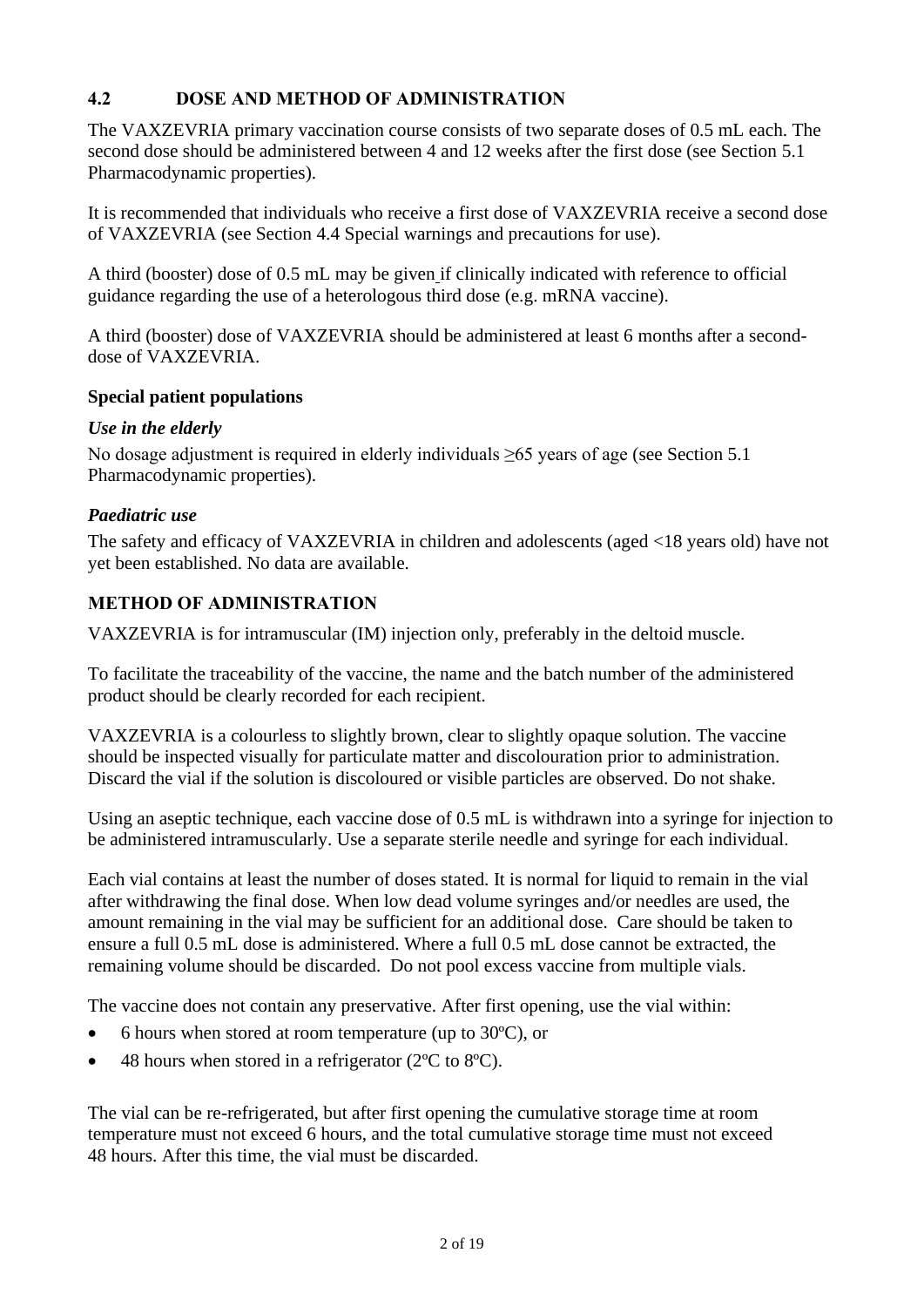## 4.2 DOSE AND METHOD OF ADMINISTRATION

The VAXZEVRIA primary vaccination course consists of two separate doses of 0.5 mL each. The second dose should be administered between 4 and 12 weeks after the first dose (see Section 5.1 Pharmacodynamic properties).

It is recommended that individuals who receive a first dose of VAXZEVRIA receive a second dose of VAXZEVRIA (see Section 4.4 Special warnings and precautions for use).

A third (booster) dose of 0.5 mL may be given if clinically indicated with reference to official guidance regarding the use of a heterologous third dose (e.g. mRNA vaccine).

A third (booster) dose of VAXZEVRIA should be administered at least 6 months after a second-dose of VAXZEVRIA.

### Special patient populations

#### *Use in the elderly*

No dosage adjustment is required in elderly individuals ≥65 years of age (see Section 5.1 Pharmacodynamic properties).

#### *Paediatric use*

The safety and efficacy of VAXZEVRIA in children and adolescents (aged <18 years old) have not yet been established. No data are available.

### METHOD OF ADMINISTRATION

VAXZEVRIA is for intramuscular (IM) injection only, preferably in the deltoid muscle.

To facilitate the traceability of the vaccine, the name and the batch number of the administered product should be clearly recorded for each recipient.

VAXZEVRIA is a colourless to slightly brown, clear to slightly opaque solution. The vaccine should be inspected visually for particulate matter and discolouration prior to administration. Discard the vial if the solution is discoloured or visible particles are observed. Do not shake.

Using an aseptic technique, each vaccine dose of 0.5 mL is withdrawn into a syringe for injection to be administered intramuscularly. Use a separate sterile needle and syringe for each individual.

Each vial contains at least the number of doses stated. It is normal for liquid to remain in the vial after withdrawing the final dose. When low dead volume syringes and/or needles are used, the amount remaining in the vial may be sufficient for an additional dose. Care should be taken to ensure a full 0.5 mL dose is administered. Where a full 0.5 mL dose cannot be extracted, the remaining volume should be discarded. Do not pool excess vaccine from multiple vials.

The vaccine does not contain any preservative. After first opening, use the vial within:

- 6 hours when stored at room temperature (up to 30ºC), or
- 48 hours when stored in a refrigerator (2ºC to 8ºC).

The vial can be re-refrigerated, but after first opening the cumulative storage time at room temperature must not exceed 6 hours, and the total cumulative storage time must not exceed 48 hours. After this time, the vial must be discarded.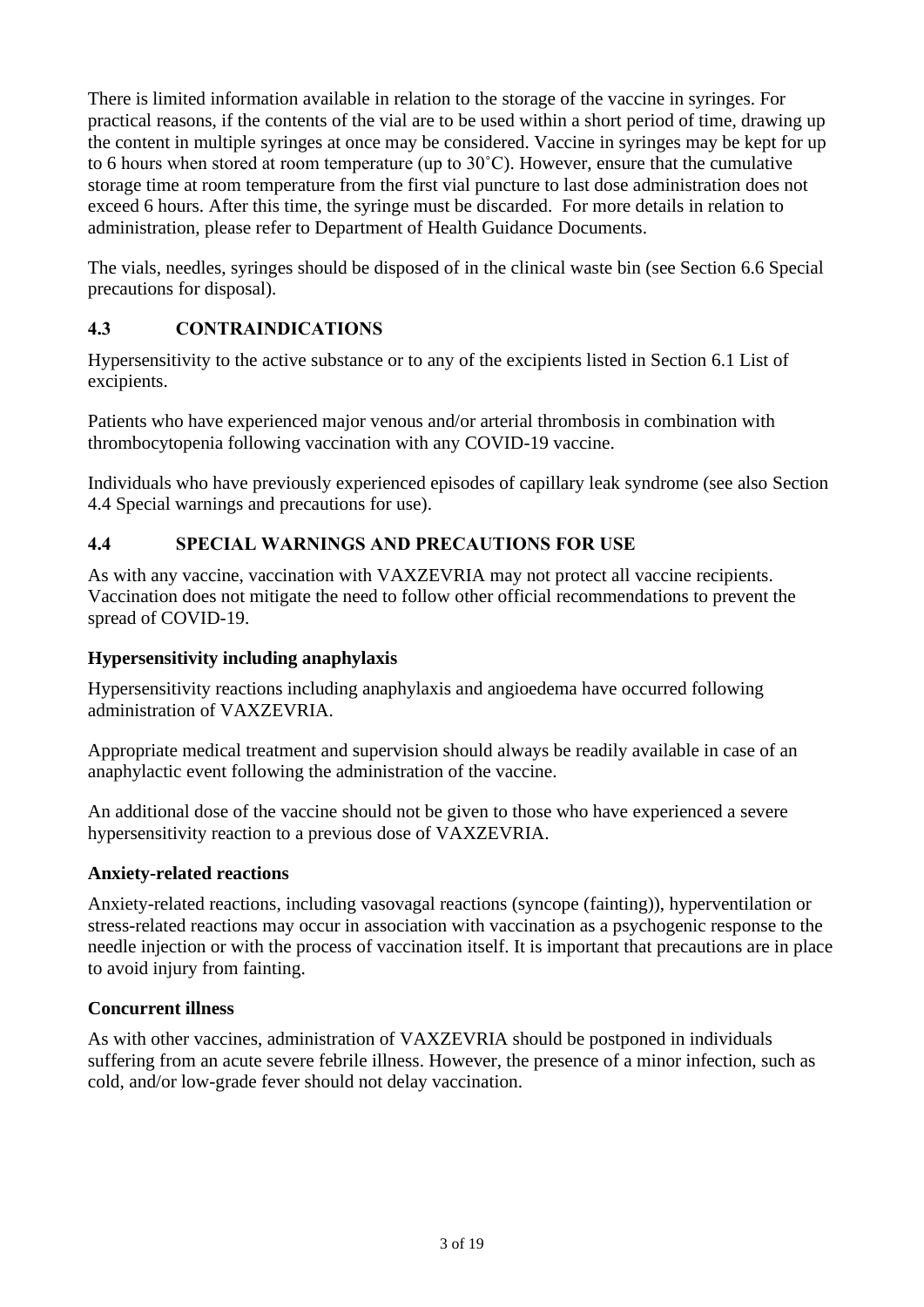There is limited information available in relation to the storage of the vaccine in syringes. For practical reasons, if the contents of the vial are to be used within a short period of time, drawing up the content in multiple syringes at once may be considered. Vaccine in syringes may be kept for up to 6 hours when stored at room temperature (up to 30˚C). However, ensure that the cumulative storage time at room temperature from the first vial puncture to last dose administration does not exceed 6 hours. After this time, the syringe must be discarded. For more details in relation to administration, please refer to Department of Health Guidance Documents.

The vials, needles, syringes should be disposed of in the clinical waste bin (see Section 6.6 Special precautions for disposal).

## 4.3 CONTRAINDICATIONS

Hypersensitivity to the active substance or to any of the excipients listed in Section 6.1 List of excipients.

Patients who have experienced major venous and/or arterial thrombosis in combination with thrombocytopenia following vaccination with any COVID-19 vaccine.

Individuals who have previously experienced episodes of capillary leak syndrome (see also Section 4.4 Special warnings and precautions for use).

## 4.4 SPECIAL WARNINGS AND PRECAUTIONS FOR USE

As with any vaccine, vaccination with VAXZEVRIA may not protect all vaccine recipients. Vaccination does not mitigate the need to follow other official recommendations to prevent the spread of COVID-19.

### Hypersensitivity including anaphylaxis

Hypersensitivity reactions including anaphylaxis and angioedema have occurred following administration of VAXZEVRIA.

Appropriate medical treatment and supervision should always be readily available in case of an anaphylactic event following the administration of the vaccine.

An additional dose of the vaccine should not be given to those who have experienced a severe hypersensitivity reaction to a previous dose of VAXZEVRIA.

### Anxiety-related reactions

Anxiety-related reactions, including vasovagal reactions (syncope (fainting)), hyperventilation or stress-related reactions may occur in association with vaccination as a psychogenic response to the needle injection or with the process of vaccination itself. It is important that precautions are in place to avoid injury from fainting.

### Concurrent illness

As with other vaccines, administration of VAXZEVRIA should be postponed in individuals suffering from an acute severe febrile illness. However, the presence of a minor infection, such as cold, and/or low-grade fever should not delay vaccination.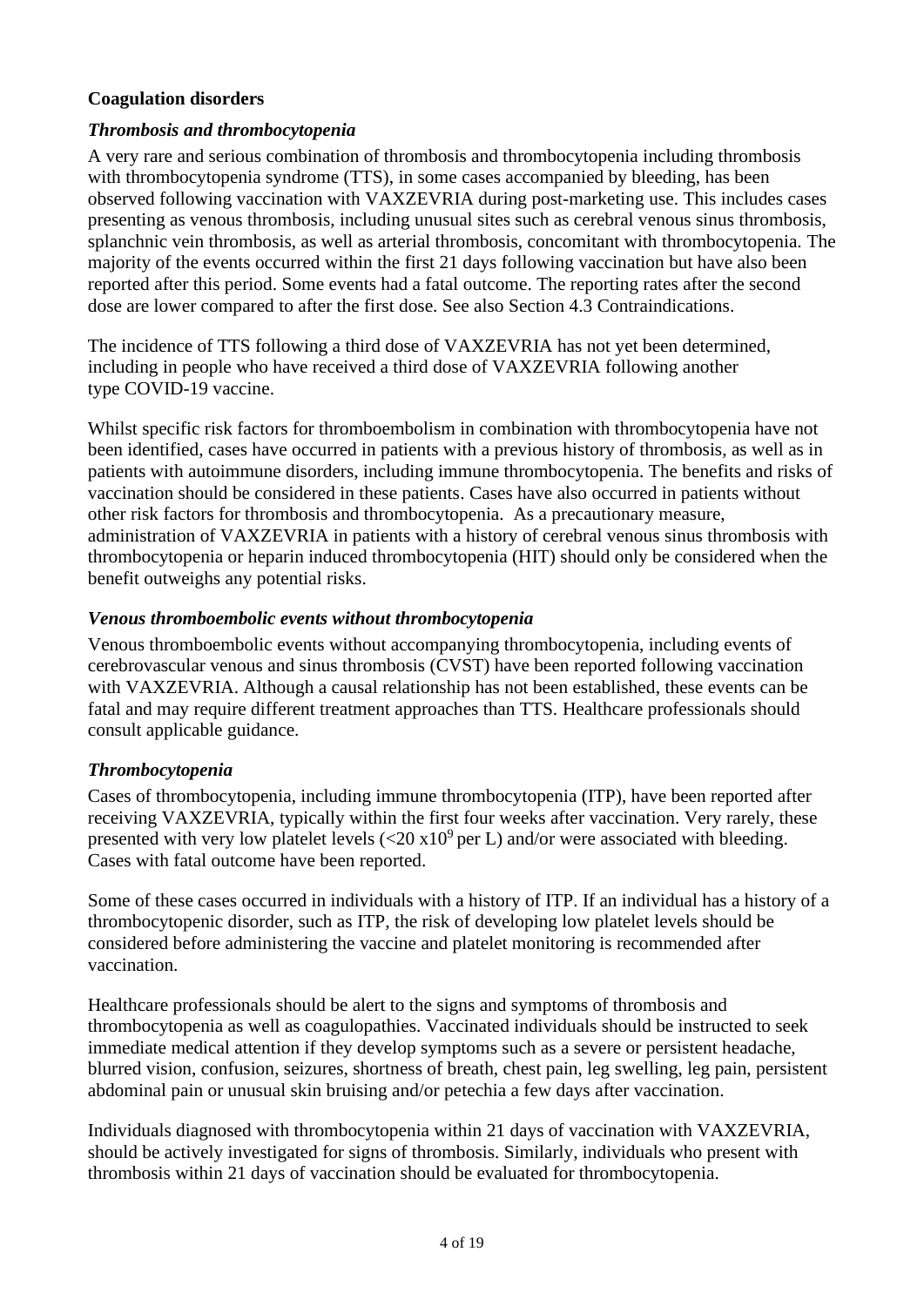**Coagulation disorders**

***Thrombosis and thrombocytopenia***

A very rare and serious combination of thrombosis and thrombocytopenia including thrombosis with thrombocytopenia syndrome (TTS), in some cases accompanied by bleeding, has been observed following vaccination with VAXZEVRIA during post-marketing use. This includes cases presenting as venous thrombosis, including unusual sites such as cerebral venous sinus thrombosis, splanchnic vein thrombosis, as well as arterial thrombosis, concomitant with thrombocytopenia. The majority of the events occurred within the first 21 days following vaccination but have also been reported after this period. Some events had a fatal outcome. The reporting rates after the second dose are lower compared to after the first dose. See also Section 4.3 Contraindications.

The incidence of TTS following a third dose of VAXZEVRIA has not yet been determined, including in people who have received a third dose of VAXZEVRIA following another type COVID-19 vaccine.

Whilst specific risk factors for thromboembolism in combination with thrombocytopenia have not been identified, cases have occurred in patients with a previous history of thrombosis, as well as in patients with autoimmune disorders, including immune thrombocytopenia. The benefits and risks of vaccination should be considered in these patients. Cases have also occurred in patients without other risk factors for thrombosis and thrombocytopenia. As a precautionary measure, administration of VAXZEVRIA in patients with a history of cerebral venous sinus thrombosis with thrombocytopenia or heparin induced thrombocytopenia (HIT) should only be considered when the benefit outweighs any potential risks.

***Venous thromboembolic events without thrombocytopenia***

Venous thromboembolic events without accompanying thrombocytopenia, including events of cerebrovascular venous and sinus thrombosis (CVST) have been reported following vaccination with VAXZEVRIA. Although a causal relationship has not been established, these events can be fatal and may require different treatment approaches than TTS. Healthcare professionals should consult applicable guidance.

***Thrombocytopenia***

Cases of thrombocytopenia, including immune thrombocytopenia (ITP), have been reported after receiving VAXZEVRIA, typically within the first four weeks after vaccination. Very rarely, these presented with very low platelet levels ($<20 \times 10^9$ per L) and/or were associated with bleeding. Cases with fatal outcome have been reported.

Some of these cases occurred in individuals with a history of ITP. If an individual has a history of a thrombocytopenic disorder, such as ITP, the risk of developing low platelet levels should be considered before administering the vaccine and platelet monitoring is recommended after vaccination.

Healthcare professionals should be alert to the signs and symptoms of thrombosis and thrombocytopenia as well as coagulopathies. Vaccinated individuals should be instructed to seek immediate medical attention if they develop symptoms such as a severe or persistent headache, blurred vision, confusion, seizures, shortness of breath, chest pain, leg swelling, leg pain, persistent abdominal pain or unusual skin bruising and/or petechia a few days after vaccination.

Individuals diagnosed with thrombocytopenia within 21 days of vaccination with VAXZEVRIA, should be actively investigated for signs of thrombosis. Similarly, individuals who present with thrombosis within 21 days of vaccination should be evaluated for thrombocytopenia.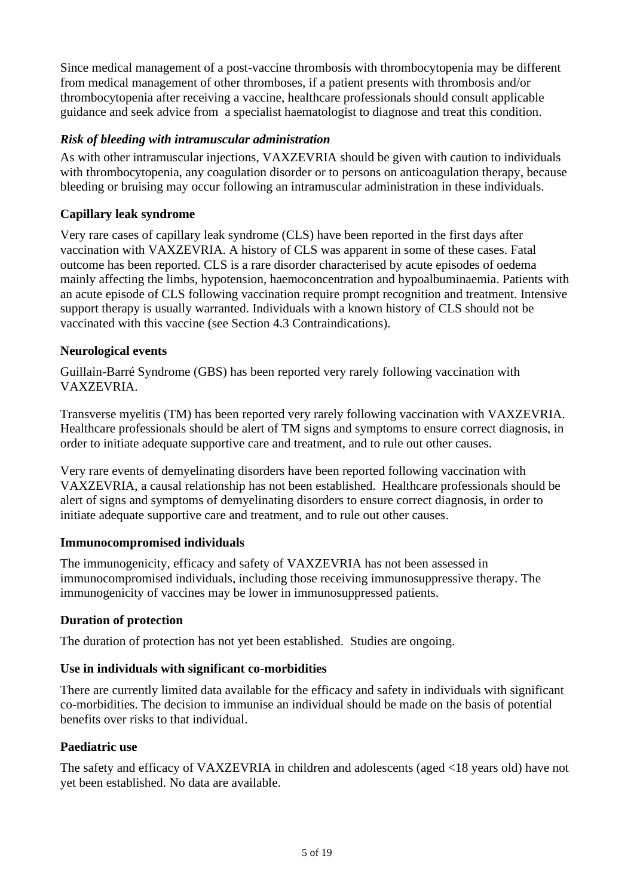Since medical management of a post-vaccine thrombosis with thrombocytopenia may be different from medical management of other thromboses, if a patient presents with thrombosis and/or thrombocytopenia after receiving a vaccine, healthcare professionals should consult applicable guidance and seek advice from a specialist haematologist to diagnose and treat this condition.

***Risk of bleeding with intramuscular administration***

As with other intramuscular injections, VAXZEVRIA should be given with caution to individuals with thrombocytopenia, any coagulation disorder or to persons on anticoagulation therapy, because bleeding or bruising may occur following an intramuscular administration in these individuals.

**Capillary leak syndrome**

Very rare cases of capillary leak syndrome (CLS) have been reported in the first days after vaccination with VAXZEVRIA. A history of CLS was apparent in some of these cases. Fatal outcome has been reported. CLS is a rare disorder characterised by acute episodes of oedema mainly affecting the limbs, hypotension, haemoconcentration and hypoalbuminaemia. Patients with an acute episode of CLS following vaccination require prompt recognition and treatment. Intensive support therapy is usually warranted. Individuals with a known history of CLS should not be vaccinated with this vaccine (see Section 4.3 Contraindications).

**Neurological events**

Guillain-Barré Syndrome (GBS) has been reported very rarely following vaccination with VAXZEVRIA.

Transverse myelitis (TM) has been reported very rarely following vaccination with VAXZEVRIA. Healthcare professionals should be alert of TM signs and symptoms to ensure correct diagnosis, in order to initiate adequate supportive care and treatment, and to rule out other causes.

Very rare events of demyelinating disorders have been reported following vaccination with VAXZEVRIA, a causal relationship has not been established. Healthcare professionals should be alert of signs and symptoms of demyelinating disorders to ensure correct diagnosis, in order to initiate adequate supportive care and treatment, and to rule out other causes.

**Immunocompromised individuals**

The immunogenicity, efficacy and safety of VAXZEVRIA has not been assessed in immunocompromised individuals, including those receiving immunosuppressive therapy. The immunogenicity of vaccines may be lower in immunosuppressed patients.

**Duration of protection**

The duration of protection has not yet been established. Studies are ongoing.

**Use in individuals with significant co-morbidities**

There are currently limited data available for the efficacy and safety in individuals with significant co-morbidities. The decision to immunise an individual should be made on the basis of potential benefits over risks to that individual.

**Paediatric use**

The safety and efficacy of VAXZEVRIA in children and adolescents (aged <18 years old) have not yet been established. No data are available.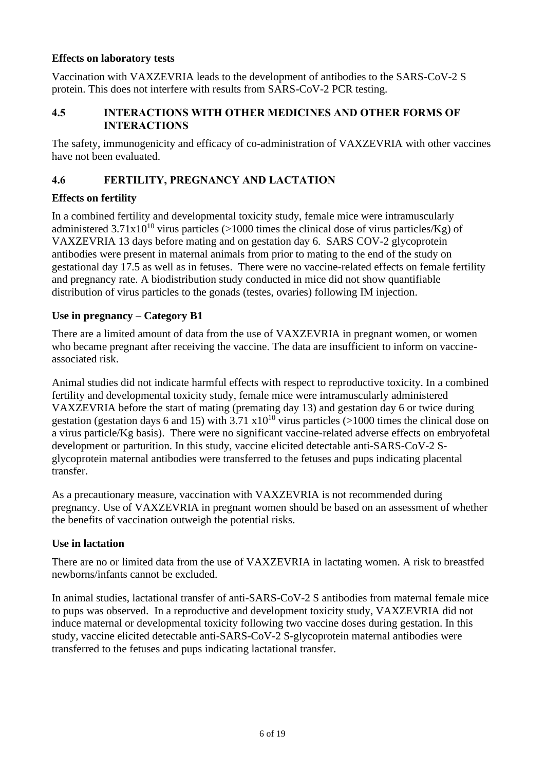### Effects on laboratory tests

Vaccination with VAXZEVRIA leads to the development of antibodies to the SARS-CoV-2 S protein. This does not interfere with results from SARS-CoV-2 PCR testing.

## 4.5 INTERACTIONS WITH OTHER MEDICINES AND OTHER FORMS OF INTERACTIONS

The safety, immunogenicity and efficacy of co-administration of VAXZEVRIA with other vaccines have not been evaluated.

## 4.6 FERTILITY, PREGNANCY AND LACTATION

### Effects on fertility

In a combined fertility and developmental toxicity study, female mice were intramuscularly administered $3.71 \times 10^{10}$ virus particles (>1000 times the clinical dose of virus particles/Kg) of VAXZEVRIA 13 days before mating and on gestation day 6. SARS COV-2 glycoprotein antibodies were present in maternal animals from prior to mating to the end of the study on gestational day 17.5 as well as in fetuses. There were no vaccine-related effects on female fertility and pregnancy rate. A biodistribution study conducted in mice did not show quantifiable distribution of virus particles to the gonads (testes, ovaries) following IM injection.

### Use in pregnancy – Category B1

There are a limited amount of data from the use of VAXZEVRIA in pregnant women, or women who became pregnant after receiving the vaccine. The data are insufficient to inform on vaccine-associated risk.

Animal studies did not indicate harmful effects with respect to reproductive toxicity. In a combined fertility and developmental toxicity study, female mice were intramuscularly administered VAXZEVRIA before the start of mating (premating day 13) and gestation day 6 or twice during gestation (gestation days 6 and 15) with $3.71 \times 10^{10}$ virus particles (>1000 times the clinical dose on a virus particle/Kg basis). There were no significant vaccine-related adverse effects on embryofetal development or parturition. In this study, vaccine elicited detectable anti-SARS-CoV-2 S-glycoprotein maternal antibodies were transferred to the fetuses and pups indicating placental transfer.

As a precautionary measure, vaccination with VAXZEVRIA is not recommended during pregnancy. Use of VAXZEVRIA in pregnant women should be based on an assessment of whether the benefits of vaccination outweigh the potential risks.

### Use in lactation

There are no or limited data from the use of VAXZEVRIA in lactating women. A risk to breastfed newborns/infants cannot be excluded.

In animal studies, lactational transfer of anti-SARS-CoV-2 S antibodies from maternal female mice to pups was observed. In a reproductive and development toxicity study, VAXZEVRIA did not induce maternal or developmental toxicity following two vaccine doses during gestation. In this study, vaccine elicited detectable anti-SARS-CoV-2 S-glycoprotein maternal antibodies were transferred to the fetuses and pups indicating lactational transfer.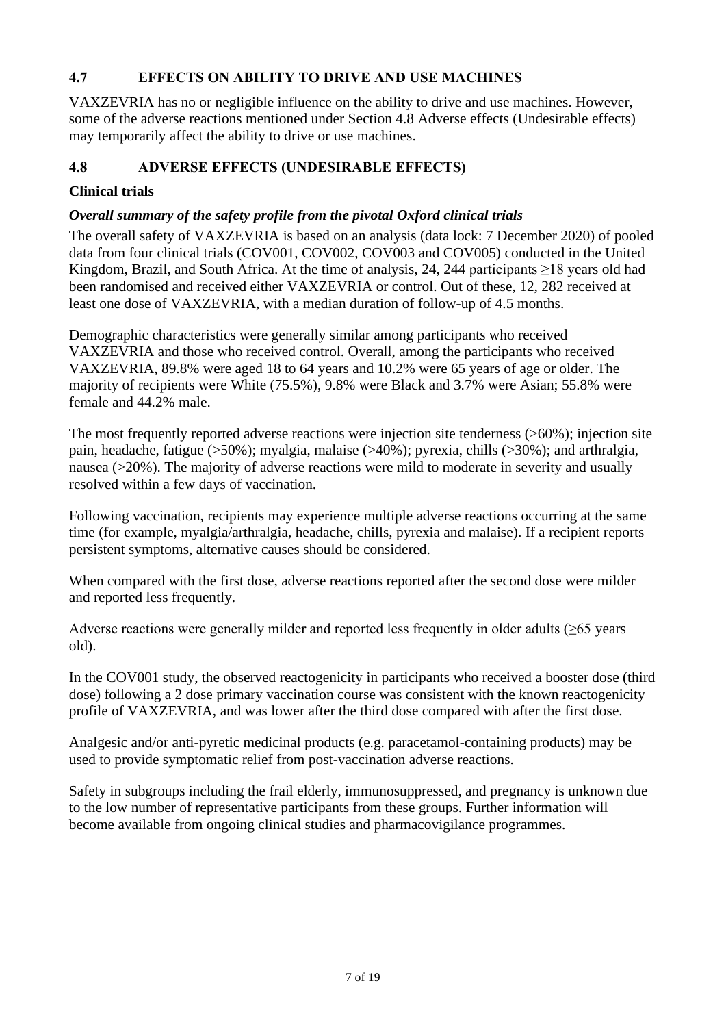## 4.7 EFFECTS ON ABILITY TO DRIVE AND USE MACHINES

VAXZEVRIA has no or negligible influence on the ability to drive and use machines. However, some of the adverse reactions mentioned under Section 4.8 Adverse effects (Undesirable effects) may temporarily affect the ability to drive or use machines.

## 4.8 ADVERSE EFFECTS (UNDESIRABLE EFFECTS)

### Clinical trials

#### *Overall summary of the safety profile from the pivotal Oxford clinical trials*

The overall safety of VAXZEVRIA is based on an analysis (data lock: 7 December 2020) of pooled data from four clinical trials (COV001, COV002, COV003 and COV005) conducted in the United Kingdom, Brazil, and South Africa. At the time of analysis, 24, 244 participants ≥18 years old had been randomised and received either VAXZEVRIA or control. Out of these, 12, 282 received at least one dose of VAXZEVRIA, with a median duration of follow-up of 4.5 months.

Demographic characteristics were generally similar among participants who received VAXZEVRIA and those who received control. Overall, among the participants who received VAXZEVRIA, 89.8% were aged 18 to 64 years and 10.2% were 65 years of age or older. The majority of recipients were White (75.5%), 9.8% were Black and 3.7% were Asian; 55.8% were female and 44.2% male.

The most frequently reported adverse reactions were injection site tenderness (>60%); injection site pain, headache, fatigue (>50%); myalgia, malaise (>40%); pyrexia, chills (>30%); and arthralgia, nausea (>20%). The majority of adverse reactions were mild to moderate in severity and usually resolved within a few days of vaccination.

Following vaccination, recipients may experience multiple adverse reactions occurring at the same time (for example, myalgia/arthralgia, headache, chills, pyrexia and malaise). If a recipient reports persistent symptoms, alternative causes should be considered.

When compared with the first dose, adverse reactions reported after the second dose were milder and reported less frequently.

Adverse reactions were generally milder and reported less frequently in older adults (≥65 years old).

In the COV001 study, the observed reactogenicity in participants who received a booster dose (third dose) following a 2 dose primary vaccination course was consistent with the known reactogenicity profile of VAXZEVRIA, and was lower after the third dose compared with after the first dose.

Analgesic and/or anti-pyretic medicinal products (e.g. paracetamol-containing products) may be used to provide symptomatic relief from post-vaccination adverse reactions.

Safety in subgroups including the frail elderly, immunosuppressed, and pregnancy is unknown due to the low number of representative participants from these groups. Further information will become available from ongoing clinical studies and pharmacovigilance programmes.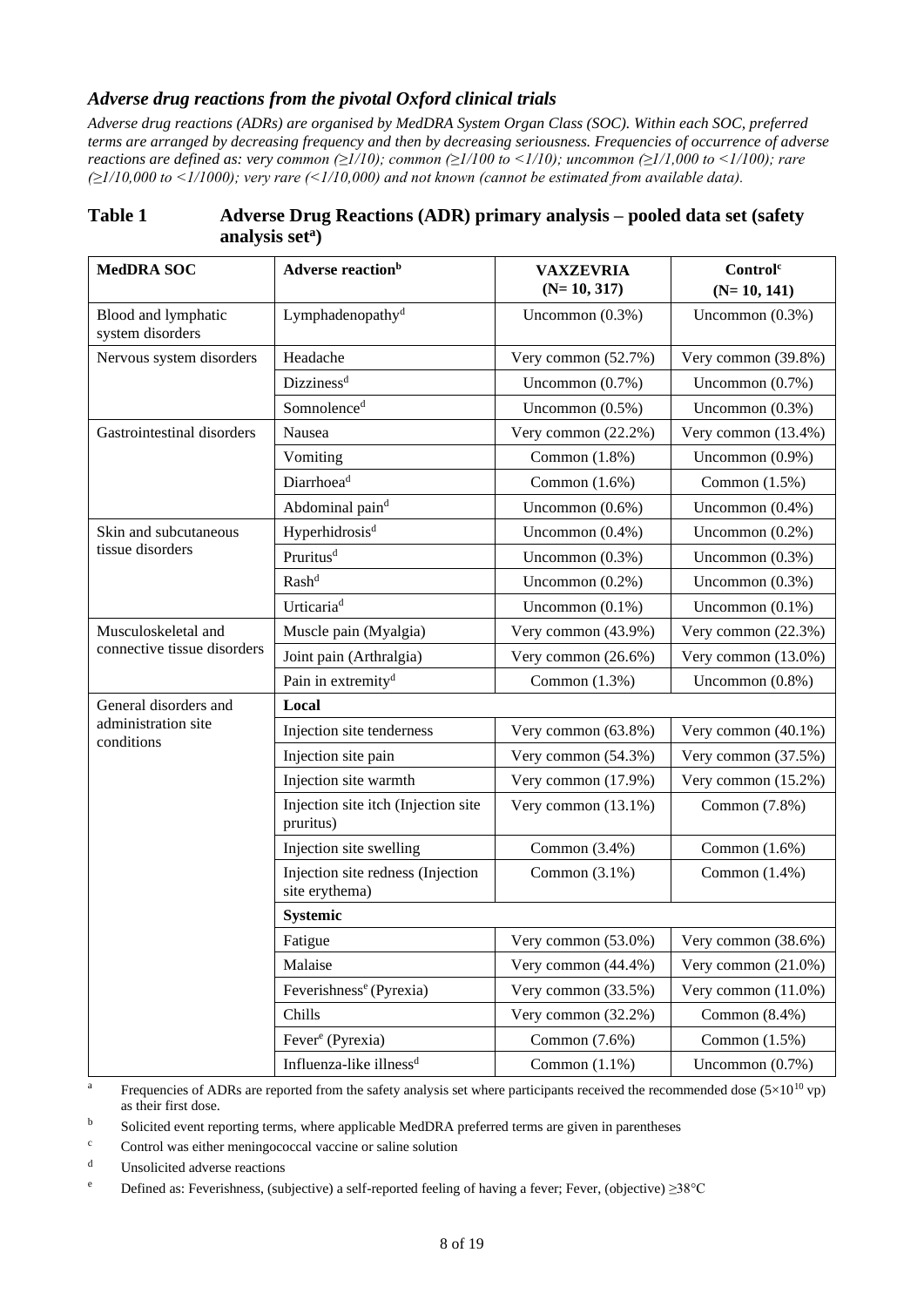### *Adverse drug reactions from the pivotal Oxford clinical trials*

*Adverse drug reactions (ADRs) are organised by MedDRA System Organ Class (SOC). Within each SOC, preferred terms are arranged by decreasing frequency and then by decreasing seriousness. Frequencies of occurrence of adverse reactions are defined as: very common (≥1/10); common (≥1/100 to <1/10); uncommon (≥1/1,000 to <1/100); rare (≥1/10,000 to <1/1000); very rare (<1/10,000) and not known (cannot be estimated from available data).*

**Table 1 Adverse Drug Reactions (ADR) primary analysis – pooled data set (safety analysis set[a])**

| MedDRA SOC | Adverse reaction[b] | VAXZEVRIA (N= 10, 317) | Control[c] (N= 10, 141) |
|---|---|---|---|
| Blood and lymphatic system disorders | Lymphadenopathy[d] | Uncommon (0.3%) | Uncommon (0.3%) |
| Nervous system disorders | Headache | Very common (52.7%) | Very common (39.8%) |
| | Dizziness[d] | Uncommon (0.7%) | Uncommon (0.7%) |
| | Somnolence[d] | Uncommon (0.5%) | Uncommon (0.3%) |
| Gastrointestinal disorders | Nausea | Very common (22.2%) | Very common (13.4%) |
| | Vomiting | Common (1.8%) | Uncommon (0.9%) |
| | Diarrhoea[d] | Common (1.6%) | Common (1.5%) |
| | Abdominal pain[d] | Uncommon (0.6%) | Uncommon (0.4%) |
| Skin and subcutaneous tissue disorders | Hyperhidrosis[d] | Uncommon (0.4%) | Uncommon (0.2%) |
| | Pruritus[d] | Uncommon (0.3%) | Uncommon (0.3%) |
| | Rash[d] | Uncommon (0.2%) | Uncommon (0.3%) |
| | Urticaria[d] | Uncommon (0.1%) | Uncommon (0.1%) |
| Musculoskeletal and connective tissue disorders | Muscle pain (Myalgia) | Very common (43.9%) | Very common (22.3%) |
| | Joint pain (Arthralgia) | Very common (26.6%) | Very common (13.0%) |
| | Pain in extremity[d] | Common (1.3%) | Uncommon (0.8%) |
| General disorders and administration site conditions | **Local** | | |
| | Injection site tenderness | Very common (63.8%) | Very common (40.1%) |
| | Injection site pain | Very common (54.3%) | Very common (37.5%) |
| | Injection site warmth | Very common (17.9%) | Very common (15.2%) |
| | Injection site itch (Injection site pruritus) | Very common (13.1%) | Common (7.8%) |
| | Injection site swelling | Common (3.4%) | Common (1.6%) |
| | Injection site redness (Injection site erythema) | Common (3.1%) | Common (1.4%) |
| | **Systemic** | | |
| | Fatigue | Very common (53.0%) | Very common (38.6%) |
| | Malaise | Very common (44.4%) | Very common (21.0%) |
| | Feverishness[e] (Pyrexia) | Very common (33.5%) | Very common (11.0%) |
| | Chills | Very common (32.2%) | Common (8.4%) |
| | Fever[e] (Pyrexia) | Common (7.6%) | Common (1.5%) |
| | Influenza-like illness[d] | Common (1.1%) | Uncommon (0.7%) |

[a] Frequencies of ADRs are reported from the safety analysis set where participants received the recommended dose ($5\times10^{10}$ vp) as their first dose.

[b] Solicited event reporting terms, where applicable MedDRA preferred terms are given in parentheses

[c] Control was either meningococcal vaccine or saline solution

[d] Unsolicited adverse reactions

[e] Defined as: Feverishness, (subjective) a self-reported feeling of having a fever; Fever, (objective) ≥38°C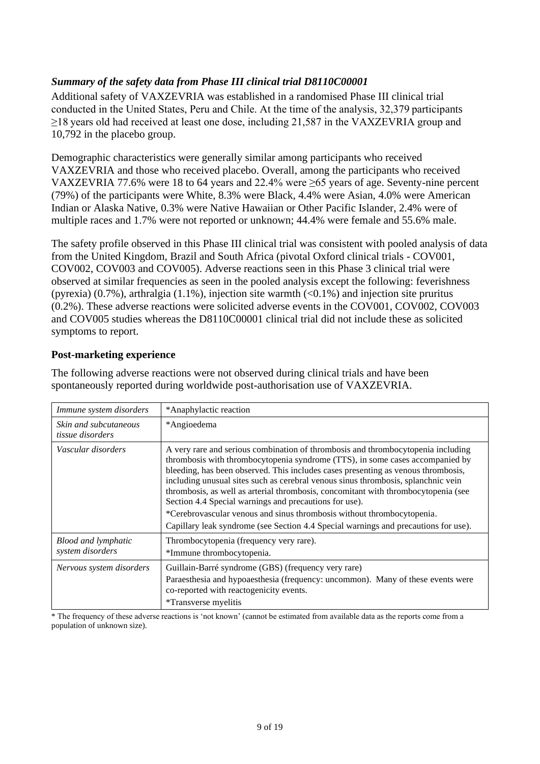### *Summary of the safety data from Phase III clinical trial D8110C00001*

Additional safety of VAXZEVRIA was established in a randomised Phase III clinical trial conducted in the United States, Peru and Chile. At the time of the analysis, 32,379 participants ≥18 years old had received at least one dose, including 21,587 in the VAXZEVRIA group and 10,792 in the placebo group.

Demographic characteristics were generally similar among participants who received VAXZEVRIA and those who received placebo. Overall, among the participants who received VAXZEVRIA 77.6% were 18 to 64 years and 22.4% were ≥65 years of age. Seventy-nine percent (79%) of the participants were White, 8.3% were Black, 4.4% were Asian, 4.0% were American Indian or Alaska Native, 0.3% were Native Hawaiian or Other Pacific Islander, 2.4% were of multiple races and 1.7% were not reported or unknown; 44.4% were female and 55.6% male.

The safety profile observed in this Phase III clinical trial was consistent with pooled analysis of data from the United Kingdom, Brazil and South Africa (pivotal Oxford clinical trials - COV001, COV002, COV003 and COV005). Adverse reactions seen in this Phase 3 clinical trial were observed at similar frequencies as seen in the pooled analysis except the following: feverishness (pyrexia) (0.7%), arthralgia (1.1%), injection site warmth (<0.1%) and injection site pruritus (0.2%). These adverse reactions were solicited adverse events in the COV001, COV002, COV003 and COV005 studies whereas the D8110C00001 clinical trial did not include these as solicited symptoms to report.

### Post-marketing experience

The following adverse reactions were not observed during clinical trials and have been spontaneously reported during worldwide post-authorisation use of VAXZEVRIA.

| | |
|---|---|
| *Immune system disorders* | *Anaphylactic reaction |
| *Skin and subcutaneous tissue disorders* | *Angioedema |
| *Vascular disorders* | A very rare and serious combination of thrombosis and thrombocytopenia including thrombosis with thrombocytopenia syndrome (TTS), in some cases accompanied by bleeding, has been observed. This includes cases presenting as venous thrombosis, including unusual sites such as cerebral venous sinus thrombosis, splanchnic vein thrombosis, as well as arterial thrombosis, concomitant with thrombocytopenia (see Section 4.4 Special warnings and precautions for use).<br>*Cerebrovascular venous and sinus thrombosis without thrombocytopenia.<br>Capillary leak syndrome (see Section 4.4 Special warnings and precautions for use). |
| *Blood and lymphatic system disorders* | Thrombocytopenia (frequency very rare).<br>*Immune thrombocytopenia. |
| *Nervous system disorders* | Guillain-Barré syndrome (GBS) (frequency very rare)<br>Paraesthesia and hypoaesthesia (frequency: uncommon). Many of these events were co-reported with reactogenicity events.<br>*Transverse myelitis |

\* The frequency of these adverse reactions is 'not known' (cannot be estimated from available data as the reports come from a population of unknown size).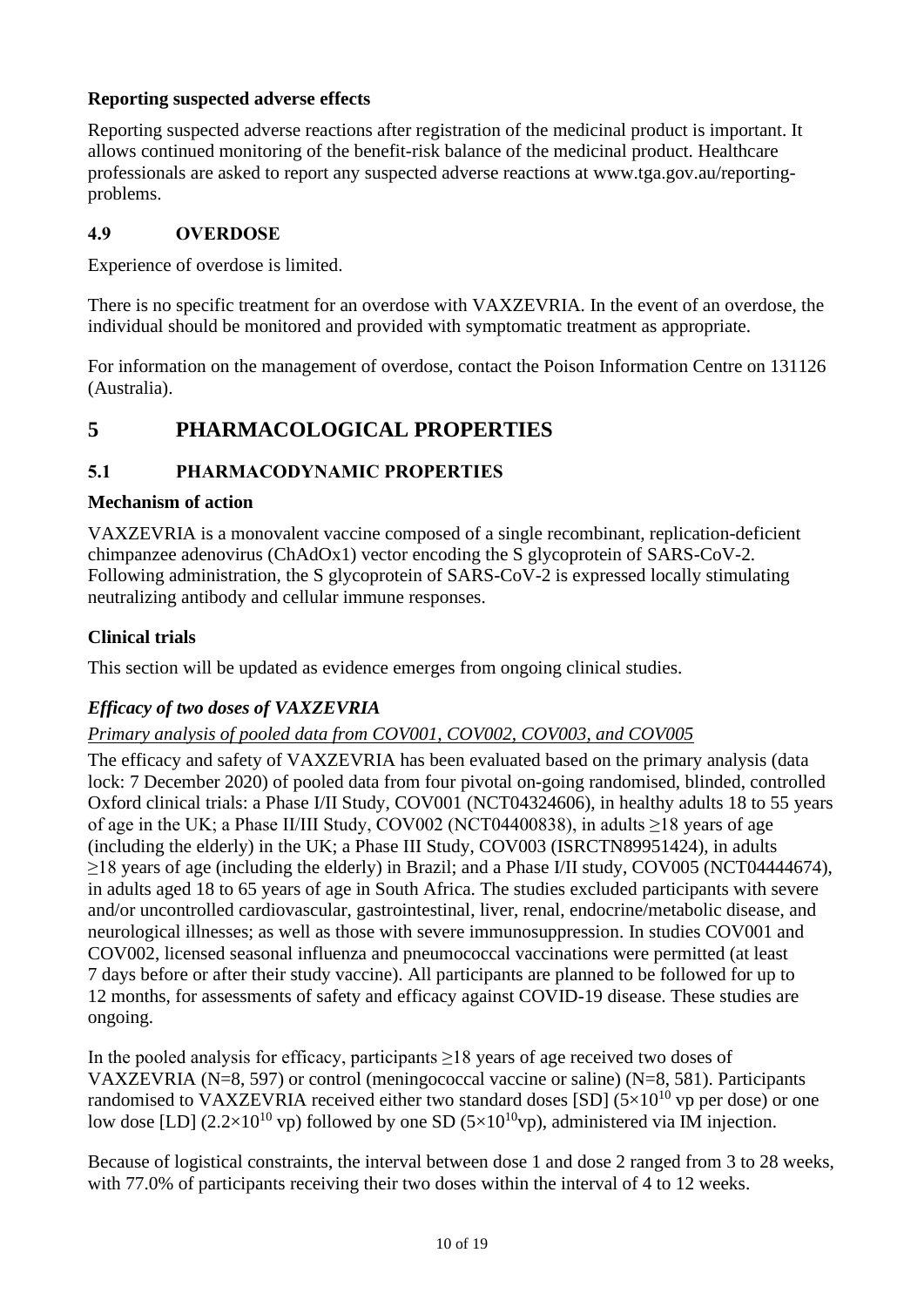**Reporting suspected adverse effects**

Reporting suspected adverse reactions after registration of the medicinal product is important. It allows continued monitoring of the benefit-risk balance of the medicinal product. Healthcare professionals are asked to report any suspected adverse reactions at www.tga.gov.au/reporting-problems.

### 4.9 OVERDOSE

Experience of overdose is limited.

There is no specific treatment for an overdose with VAXZEVRIA. In the event of an overdose, the individual should be monitored and provided with symptomatic treatment as appropriate.

For information on the management of overdose, contact the Poison Information Centre on 131126 (Australia).

## 5 PHARMACOLOGICAL PROPERTIES

### 5.1 PHARMACODYNAMIC PROPERTIES

**Mechanism of action**

VAXZEVRIA is a monovalent vaccine composed of a single recombinant, replication-deficient chimpanzee adenovirus (ChAdOx1) vector encoding the S glycoprotein of SARS-CoV-2. Following administration, the S glycoprotein of SARS-CoV-2 is expressed locally stimulating neutralizing antibody and cellular immune responses.

**Clinical trials**

This section will be updated as evidence emerges from ongoing clinical studies.

***Efficacy of two doses of VAXZEVRIA***

<u>Primary analysis of pooled data from COV001, COV002, COV003, and COV005</u>

The efficacy and safety of VAXZEVRIA has been evaluated based on the primary analysis (data lock: 7 December 2020) of pooled data from four pivotal on-going randomised, blinded, controlled Oxford clinical trials: a Phase I/II Study, COV001 (NCT04324606), in healthy adults 18 to 55 years of age in the UK; a Phase II/III Study, COV002 (NCT04400838), in adults ≥18 years of age (including the elderly) in the UK; a Phase III Study, COV003 (ISRCTN89951424), in adults ≥18 years of age (including the elderly) in Brazil; and a Phase I/II study, COV005 (NCT04444674), in adults aged 18 to 65 years of age in South Africa. The studies excluded participants with severe and/or uncontrolled cardiovascular, gastrointestinal, liver, renal, endocrine/metabolic disease, and neurological illnesses; as well as those with severe immunosuppression. In studies COV001 and COV002, licensed seasonal influenza and pneumococcal vaccinations were permitted (at least 7 days before or after their study vaccine). All participants are planned to be followed for up to 12 months, for assessments of safety and efficacy against COVID-19 disease. These studies are ongoing.

In the pooled analysis for efficacy, participants ≥18 years of age received two doses of VAXZEVRIA (N=8, 597) or control (meningococcal vaccine or saline) (N=8, 581). Participants randomised to VAXZEVRIA received either two standard doses [SD] ($5 \times 10^{10}$ vp per dose) or one low dose [LD] ($2.2 \times 10^{10}$ vp) followed by one SD ($5 \times 10^{10}$vp), administered via IM injection.

Because of logistical constraints, the interval between dose 1 and dose 2 ranged from 3 to 28 weeks, with 77.0% of participants receiving their two doses within the interval of 4 to 12 weeks.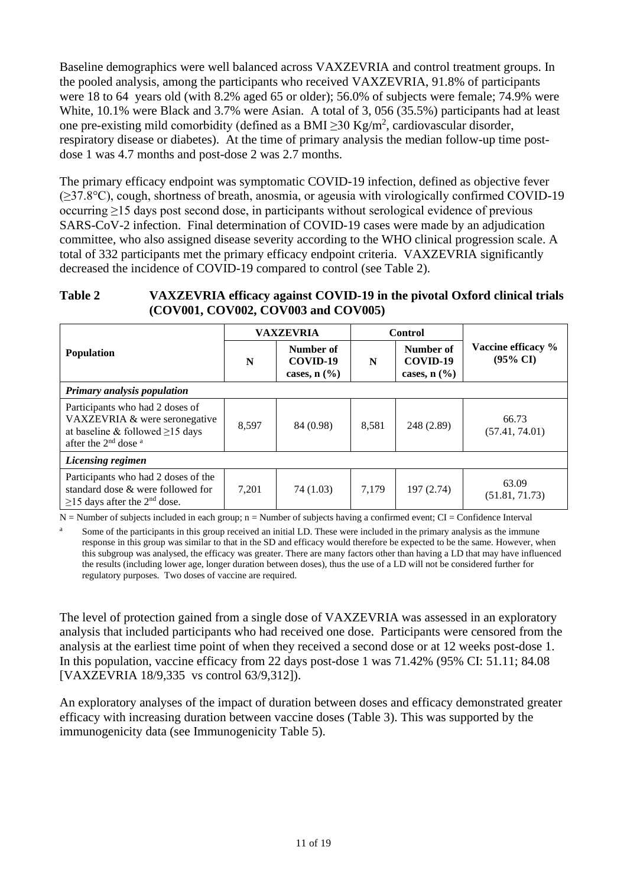Baseline demographics were well balanced across VAXZEVRIA and control treatment groups. In the pooled analysis, among the participants who received VAXZEVRIA, 91.8% of participants were 18 to 64 years old (with 8.2% aged 65 or older); 56.0% of subjects were female; 74.9% were White, 10.1% were Black and 3.7% were Asian. A total of 3, 056 (35.5%) participants had at least one pre-existing mild comorbidity (defined as a BMI ≥30 Kg/m$^2$, cardiovascular disorder, respiratory disease or diabetes). At the time of primary analysis the median follow-up time post-dose 1 was 4.7 months and post-dose 2 was 2.7 months.

The primary efficacy endpoint was symptomatic COVID-19 infection, defined as objective fever (≥37.8°C), cough, shortness of breath, anosmia, or ageusia with virologically confirmed COVID-19 occurring ≥15 days post second dose, in participants without serological evidence of previous SARS-CoV-2 infection. Final determination of COVID-19 cases were made by an adjudication committee, who also assigned disease severity according to the WHO clinical progression scale. A total of 332 participants met the primary efficacy endpoint criteria. VAXZEVRIA significantly decreased the incidence of COVID-19 compared to control (see Table 2).

**Table 2 VAXZEVRIA efficacy against COVID-19 in the pivotal Oxford clinical trials (COV001, COV002, COV003 and COV005)**

| Population | VAXZEVRIA | | Control | | Vaccine efficacy % (95% CI) |
|---|---|---|---|---|---|
| | N | Number of COVID-19 cases, n (%) | N | Number of COVID-19 cases, n (%) | |
| ***Primary analysis population*** | | | | | |
| Participants who had 2 doses of VAXZEVRIA & were seronegative at baseline & followed ≥15 days after the 2nd dose [a] | 8,597 | 84 (0.98) | 8,581 | 248 (2.89) | 66.73 (57.41, 74.01) |
| ***Licensing regimen*** | | | | | |
| Participants who had 2 doses of the standard dose & were followed for ≥15 days after the 2nd dose. | 7,201 | 74 (1.03) | 7,179 | 197 (2.74) | 63.09 (51.81, 71.73) |

N = Number of subjects included in each group; n = Number of subjects having a confirmed event; CI = Confidence Interval

[a] Some of the participants in this group received an initial LD. These were included in the primary analysis as the immune response in this group was similar to that in the SD and efficacy would therefore be expected to be the same. However, when this subgroup was analysed, the efficacy was greater. There are many factors other than having a LD that may have influenced the results (including lower age, longer duration between doses), thus the use of a LD will not be considered further for regulatory purposes. Two doses of vaccine are required.

The level of protection gained from a single dose of VAXZEVRIA was assessed in an exploratory analysis that included participants who had received one dose. Participants were censored from the analysis at the earliest time point of when they received a second dose or at 12 weeks post-dose 1. In this population, vaccine efficacy from 22 days post-dose 1 was 71.42% (95% CI: 51.11; 84.08 [VAXZEVRIA 18/9,335 vs control 63/9,312]).

An exploratory analyses of the impact of duration between doses and efficacy demonstrated greater efficacy with increasing duration between vaccine doses (Table 3). This was supported by the immunogenicity data (see Immunogenicity Table 5).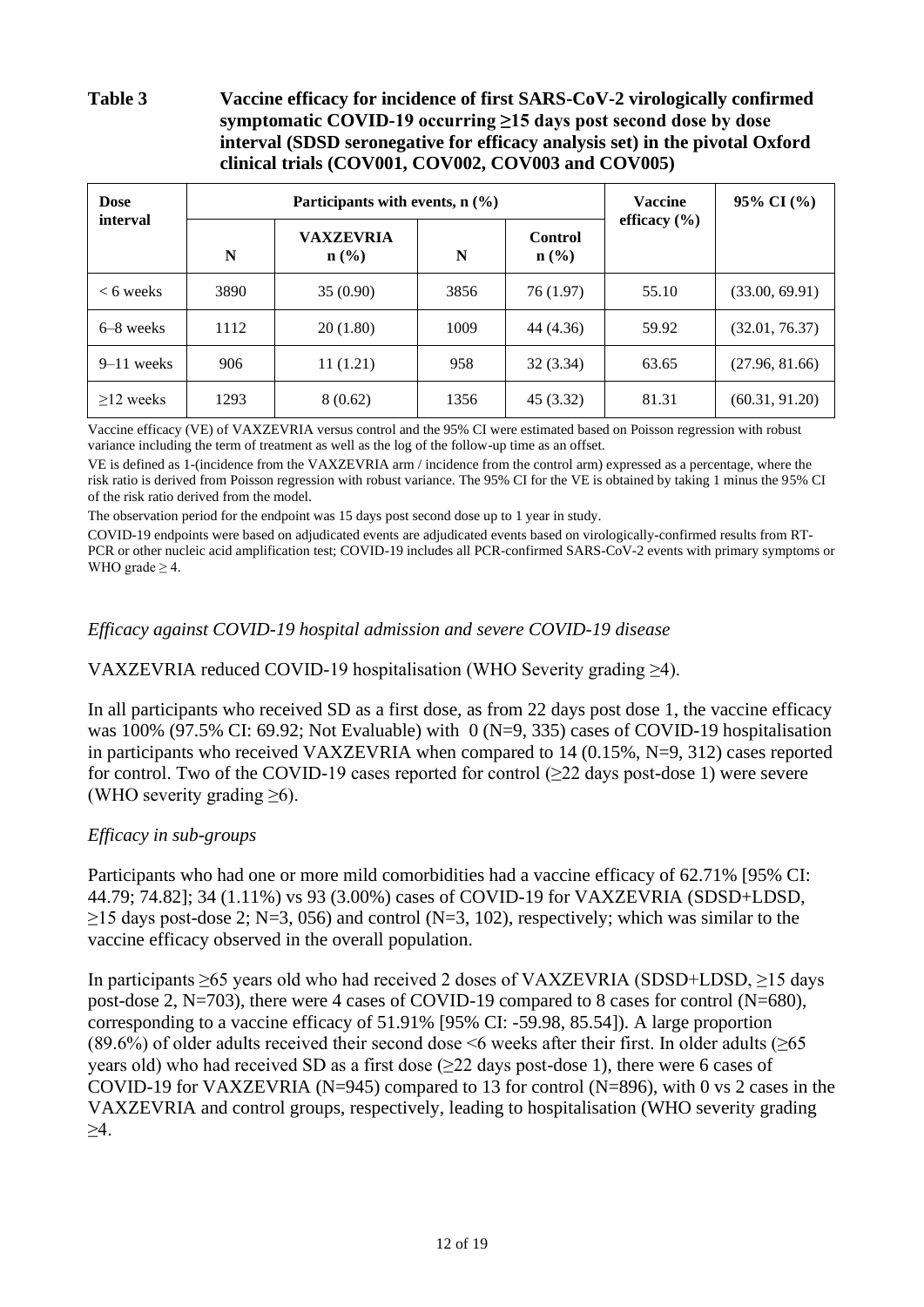**Table 3 Vaccine efficacy for incidence of first SARS-CoV-2 virologically confirmed symptomatic COVID-19 occurring ≥15 days post second dose by dose interval (SDSD seronegative for efficacy analysis set) in the pivotal Oxford clinical trials (COV001, COV002, COV003 and COV005)**

| Dose interval | Participants with events, n (%) | | | | Vaccine efficacy (%) | 95% CI (%) |
|---|---|---|---|---|---|---|
| | N | VAXZEVRIA n (%) | N | Control n (%) | | |
| < 6 weeks | 3890 | 35 (0.90) | 3856 | 76 (1.97) | 55.10 | (33.00, 69.91) |
| 6–8 weeks | 1112 | 20 (1.80) | 1009 | 44 (4.36) | 59.92 | (32.01, 76.37) |
| 9–11 weeks | 906 | 11 (1.21) | 958 | 32 (3.34) | 63.65 | (27.96, 81.66) |
| ≥12 weeks | 1293 | 8 (0.62) | 1356 | 45 (3.32) | 81.31 | (60.31, 91.20) |

Vaccine efficacy (VE) of VAXZEVRIA versus control and the 95% CI were estimated based on Poisson regression with robust variance including the term of treatment as well as the log of the follow-up time as an offset.

VE is defined as 1-(incidence from the VAXZEVRIA arm / incidence from the control arm) expressed as a percentage, where the risk ratio is derived from Poisson regression with robust variance. The 95% CI for the VE is obtained by taking 1 minus the 95% CI of the risk ratio derived from the model.

The observation period for the endpoint was 15 days post second dose up to 1 year in study.

COVID-19 endpoints were based on adjudicated events are adjudicated events based on virologically-confirmed results from RT-PCR or other nucleic acid amplification test; COVID-19 includes all PCR-confirmed SARS-CoV-2 events with primary symptoms or WHO grade ≥ 4.

*Efficacy against COVID-19 hospital admission and severe COVID-19 disease*

VAXZEVRIA reduced COVID-19 hospitalisation (WHO Severity grading ≥4).

In all participants who received SD as a first dose, as from 22 days post dose 1, the vaccine efficacy was 100% (97.5% CI: 69.92; Not Evaluable) with 0 (N=9, 335) cases of COVID-19 hospitalisation in participants who received VAXZEVRIA when compared to 14 (0.15%, N=9, 312) cases reported for control. Two of the COVID-19 cases reported for control (≥22 days post-dose 1) were severe (WHO severity grading ≥6).

*Efficacy in sub-groups*

Participants who had one or more mild comorbidities had a vaccine efficacy of 62.71% [95% CI: 44.79; 74.82]; 34 (1.11%) vs 93 (3.00%) cases of COVID-19 for VAXZEVRIA (SDSD+LDSD, ≥15 days post-dose 2; N=3, 056) and control (N=3, 102), respectively; which was similar to the vaccine efficacy observed in the overall population.

In participants ≥65 years old who had received 2 doses of VAXZEVRIA (SDSD+LDSD, ≥15 days post-dose 2, N=703), there were 4 cases of COVID-19 compared to 8 cases for control (N=680), corresponding to a vaccine efficacy of 51.91% [95% CI: -59.98, 85.54]). A large proportion (89.6%) of older adults received their second dose <6 weeks after their first. In older adults (≥65 years old) who had received SD as a first dose (≥22 days post-dose 1), there were 6 cases of COVID-19 for VAXZEVRIA (N=945) compared to 13 for control (N=896), with 0 vs 2 cases in the VAXZEVRIA and control groups, respectively, leading to hospitalisation (WHO severity grading ≥4.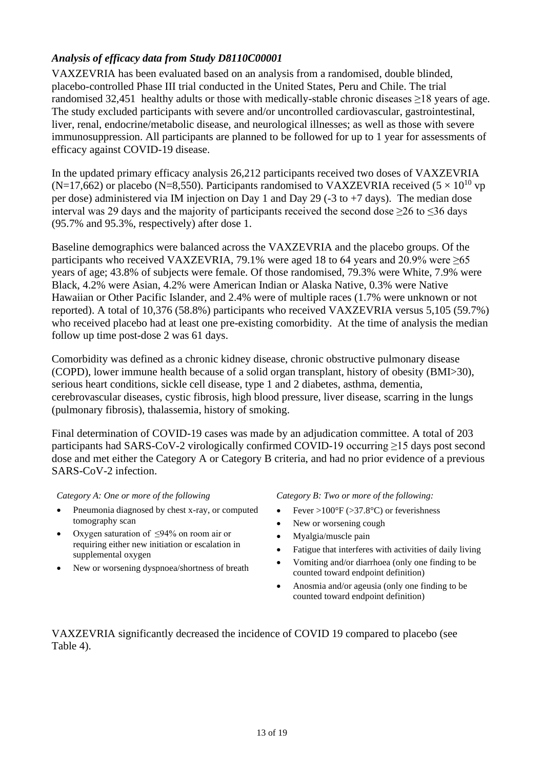### *Analysis of efficacy data from Study D8110C00001*

VAXZEVRIA has been evaluated based on an analysis from a randomised, double blinded, placebo-controlled Phase III trial conducted in the United States, Peru and Chile. The trial randomised 32,451 healthy adults or those with medically-stable chronic diseases ≥18 years of age. The study excluded participants with severe and/or uncontrolled cardiovascular, gastrointestinal, liver, renal, endocrine/metabolic disease, and neurological illnesses; as well as those with severe immunosuppression. All participants are planned to be followed for up to 1 year for assessments of efficacy against COVID-19 disease.

In the updated primary efficacy analysis 26,212 participants received two doses of VAXZEVRIA (N=17,662) or placebo (N=8,550). Participants randomised to VAXZEVRIA received ($5 \times 10^{10}$ vp per dose) administered via IM injection on Day 1 and Day 29 (-3 to +7 days). The median dose interval was 29 days and the majority of participants received the second dose ≥26 to ≤36 days (95.7% and 95.3%, respectively) after dose 1.

Baseline demographics were balanced across the VAXZEVRIA and the placebo groups. Of the participants who received VAXZEVRIA, 79.1% were aged 18 to 64 years and 20.9% were ≥65 years of age; 43.8% of subjects were female. Of those randomised, 79.3% were White, 7.9% were Black, 4.2% were Asian, 4.2% were American Indian or Alaska Native, 0.3% were Native Hawaiian or Other Pacific Islander, and 2.4% were of multiple races (1.7% were unknown or not reported). A total of 10,376 (58.8%) participants who received VAXZEVRIA versus 5,105 (59.7%) who received placebo had at least one pre-existing comorbidity. At the time of analysis the median follow up time post-dose 2 was 61 days.

Comorbidity was defined as a chronic kidney disease, chronic obstructive pulmonary disease (COPD), lower immune health because of a solid organ transplant, history of obesity (BMI>30), serious heart conditions, sickle cell disease, type 1 and 2 diabetes, asthma, dementia, cerebrovascular diseases, cystic fibrosis, high blood pressure, liver disease, scarring in the lungs (pulmonary fibrosis), thalassemia, history of smoking.

Final determination of COVID-19 cases was made by an adjudication committee. A total of 203 participants had SARS-CoV-2 virologically confirmed COVID-19 occurring ≥15 days post second dose and met either the Category A or Category B criteria, and had no prior evidence of a previous SARS-CoV-2 infection.

*Category A: One or more of the following*

- Pneumonia diagnosed by chest x-ray, or computed tomography scan
- Oxygen saturation of ≤94% on room air or requiring either new initiation or escalation in supplemental oxygen
- New or worsening dyspnoea/shortness of breath

*Category B: Two or more of the following:*

- Fever >100°F (>37.8°C) or feverishness
- New or worsening cough
- Myalgia/muscle pain
- Fatigue that interferes with activities of daily living
- Vomiting and/or diarrhoea (only one finding to be counted toward endpoint definition)
- Anosmia and/or ageusia (only one finding to be counted toward endpoint definition)

VAXZEVRIA significantly decreased the incidence of COVID 19 compared to placebo (see Table 4).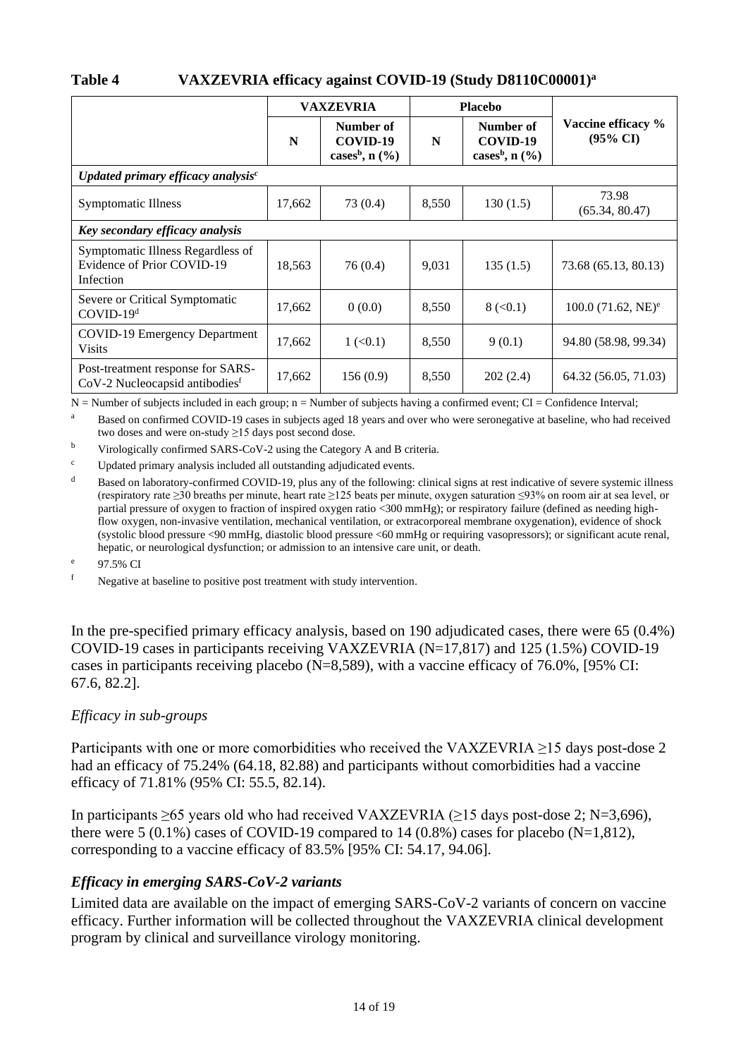**Table 4 VAXZEVRIA efficacy against COVID-19 (Study D8110C00001)[a]**

| | VAXZEVRIA | | Placebo | | Vaccine efficacy % (95% CI) |
|---|---|---|---|---|---|
| | N | Number of COVID-19 cases[b], n (%) | N | Number of COVID-19 cases[b], n (%) | |
| ***Updated primary efficacy analysis[c]*** | | | | | |
| Symptomatic Illness | 17,662 | 73 (0.4) | 8,550 | 130 (1.5) | 73.98 (65.34, 80.47) |
| ***Key secondary efficacy analysis*** | | | | | |
| Symptomatic Illness Regardless of Evidence of Prior COVID-19 Infection | 18,563 | 76 (0.4) | 9,031 | 135 (1.5) | 73.68 (65.13, 80.13) |
| Severe or Critical Symptomatic COVID-19[d] | 17,662 | 0 (0.0) | 8,550 | 8 (<0.1) | 100.0 (71.62, NE)[e] |
| COVID-19 Emergency Department Visits | 17,662 | 1 (<0.1) | 8,550 | 9 (0.1) | 94.80 (58.98, 99.34) |
| Post-treatment response for SARS-CoV-2 Nucleocapsid antibodies[f] | 17,662 | 156 (0.9) | 8,550 | 202 (2.4) | 64.32 (56.05, 71.03) |

N = Number of subjects included in each group; n = Number of subjects having a confirmed event; CI = Confidence Interval;

[a] Based on confirmed COVID-19 cases in subjects aged 18 years and over who were seronegative at baseline, who had received two doses and were on-study ≥15 days post second dose.

[b] Virologically confirmed SARS-CoV-2 using the Category A and B criteria.

[c] Updated primary analysis included all outstanding adjudicated events.

[d] Based on laboratory-confirmed COVID-19, plus any of the following: clinical signs at rest indicative of severe systemic illness (respiratory rate ≥30 breaths per minute, heart rate ≥125 beats per minute, oxygen saturation ≤93% on room air at sea level, or partial pressure of oxygen to fraction of inspired oxygen ratio <300 mmHg); or respiratory failure (defined as needing high-flow oxygen, non-invasive ventilation, mechanical ventilation, or extracorporeal membrane oxygenation), evidence of shock (systolic blood pressure <90 mmHg, diastolic blood pressure <60 mmHg or requiring vasopressors); or significant acute renal, hepatic, or neurological dysfunction; or admission to an intensive care unit, or death.

[e] 97.5% CI

[f] Negative at baseline to positive post treatment with study intervention.

In the pre-specified primary efficacy analysis, based on 190 adjudicated cases, there were 65 (0.4%) COVID-19 cases in participants receiving VAXZEVRIA (N=17,817) and 125 (1.5%) COVID-19 cases in participants receiving placebo (N=8,589), with a vaccine efficacy of 76.0%, [95% CI: 67.6, 82.2].

*Efficacy in sub-groups*

Participants with one or more comorbidities who received the VAXZEVRIA ≥15 days post-dose 2 had an efficacy of 75.24% (64.18, 82.88) and participants without comorbidities had a vaccine efficacy of 71.81% (95% CI: 55.5, 82.14).

In participants ≥65 years old who had received VAXZEVRIA (≥15 days post-dose 2; N=3,696), there were 5 (0.1%) cases of COVID-19 compared to 14 (0.8%) cases for placebo (N=1,812), corresponding to a vaccine efficacy of 83.5% [95% CI: 54.17, 94.06].

### *Efficacy in emerging SARS-CoV-2 variants*

Limited data are available on the impact of emerging SARS-CoV-2 variants of concern on vaccine efficacy. Further information will be collected throughout the VAXZEVRIA clinical development program by clinical and surveillance virology monitoring.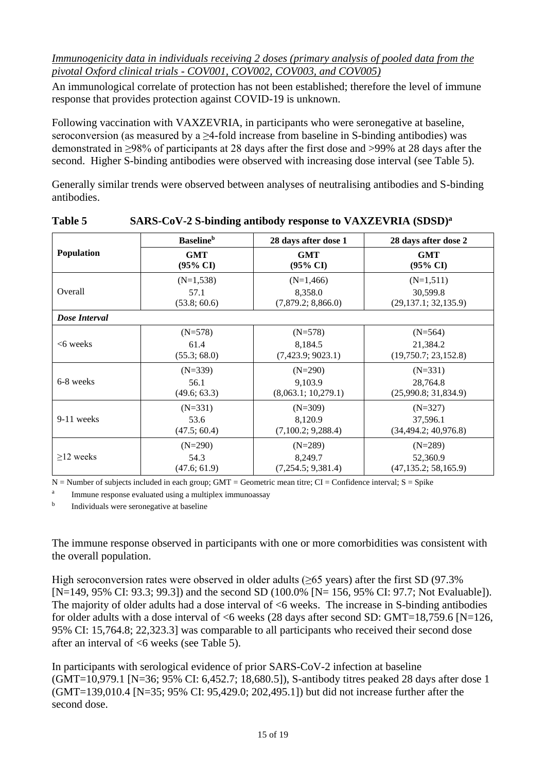*Immunogenicity data in individuals receiving 2 doses (primary analysis of pooled data from the pivotal Oxford clinical trials - COV001, COV002, COV003, and COV005)*

An immunological correlate of protection has not been established; therefore the level of immune response that provides protection against COVID-19 is unknown.

Following vaccination with VAXZEVRIA, in participants who were seronegative at baseline, seroconversion (as measured by a ≥4-fold increase from baseline in S-binding antibodies) was demonstrated in ≥98% of participants at 28 days after the first dose and >99% at 28 days after the second. Higher S-binding antibodies were observed with increasing dose interval (see Table 5).

Generally similar trends were observed between analyses of neutralising antibodies and S-binding antibodies.

**Table 5 SARS-CoV-2 S-binding antibody response to VAXZEVRIA (SDSD)[a]**

| Population | Baseline[b] | 28 days after dose 1 | 28 days after dose 2 |
|---|---|---|---|
| | GMT (95% CI) | GMT (95% CI) | GMT (95% CI) |
| Overall | (N=1,538) 57.1 (53.8; 60.6) | (N=1,466) 8,358.0 (7,879.2; 8,866.0) | (N=1,511) 30,599.8 (29,137.1; 32,135.9) |
| ***Dose Interval*** | | | |
| <6 weeks | (N=578) 61.4 (55.3; 68.0) | (N=578) 8,184.5 (7,423.9; 9023.1) | (N=564) 21,384.2 (19,750.7; 23,152.8) |
| 6-8 weeks | (N=339) 56.1 (49.6; 63.3) | (N=290) 9,103.9 (8,063.1; 10,279.1) | (N=331) 28,764.8 (25,990.8; 31,834.9) |
| 9-11 weeks | (N=331) 53.6 (47.5; 60.4) | (N=309) 8,120.9 (7,100.2; 9,288.4) | (N=327) 37,596.1 (34,494.2; 40,976.8) |
| ≥12 weeks | (N=290) 54.3 (47.6; 61.9) | (N=289) 8,249.7 (7,254.5; 9,381.4) | (N=289) 52,360.9 (47,135.2; 58,165.9) |

N = Number of subjects included in each group; GMT = Geometric mean titre; CI = Confidence interval; S = Spike

[a] Immune response evaluated using a multiplex immunoassay

[b] Individuals were seronegative at baseline

The immune response observed in participants with one or more comorbidities was consistent with the overall population.

High seroconversion rates were observed in older adults (≥65 years) after the first SD (97.3% [N=149, 95% CI: 93.3; 99.3]) and the second SD (100.0% [N= 156, 95% CI: 97.7; Not Evaluable]). The majority of older adults had a dose interval of <6 weeks. The increase in S-binding antibodies for older adults with a dose interval of <6 weeks (28 days after second SD: GMT=18,759.6 [N=126, 95% CI: 15,764.8; 22,323.3] was comparable to all participants who received their second dose after an interval of <6 weeks (see Table 5).

In participants with serological evidence of prior SARS-CoV-2 infection at baseline (GMT=10,979.1 [N=36; 95% CI: 6,452.7; 18,680.5]), S-antibody titres peaked 28 days after dose 1 (GMT=139,010.4 [N=35; 95% CI: 95,429.0; 202,495.1]) but did not increase further after the second dose.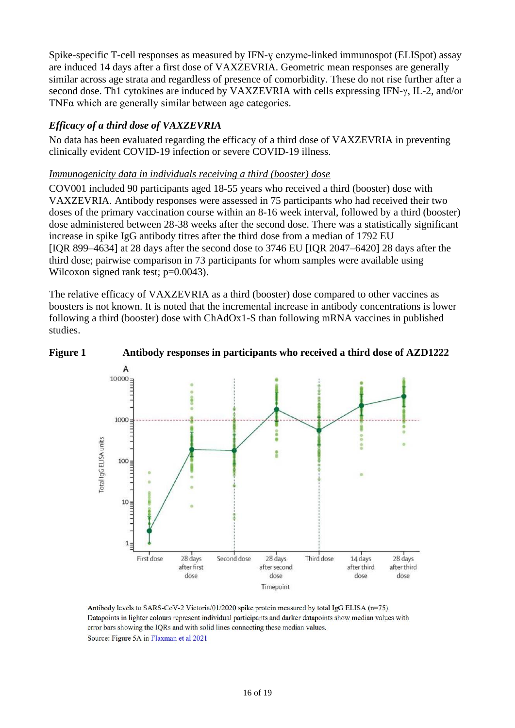Spike-specific T-cell responses as measured by IFN-ɣ enzyme-linked immunospot (ELISpot) assay are induced 14 days after a first dose of VAXZEVRIA. Geometric mean responses are generally similar across age strata and regardless of presence of comorbidity. These do not rise further after a second dose. Th1 cytokines are induced by VAXZEVRIA with cells expressing IFN-γ, IL-2, and/or TNFα which are generally similar between age categories.

### *Efficacy of a third dose of VAXZEVRIA*

No data has been evaluated regarding the efficacy of a third dose of VAXZEVRIA in preventing clinically evident COVID-19 infection or severe COVID-19 illness.

*Immunogenicity data in individuals receiving a third (booster) dose*

COV001 included 90 participants aged 18-55 years who received a third (booster) dose with VAXZEVRIA. Antibody responses were assessed in 75 participants who had received their two doses of the primary vaccination course within an 8-16 week interval, followed by a third (booster) dose administered between 28-38 weeks after the second dose. There was a statistically significant increase in spike IgG antibody titres after the third dose from a median of 1792 EU [IQR 899–4634] at 28 days after the second dose to 3746 EU [IQR 2047–6420] 28 days after the third dose; pairwise comparison in 73 participants for whom samples were available using Wilcoxon signed rank test; p=0.0043).

The relative efficacy of VAXZEVRIA as a third (booster) dose compared to other vaccines as boosters is not known. It is noted that the incremental increase in antibody concentrations is lower following a third (booster) dose with ChAdOx1-S than following mRNA vaccines in published studies.

**Figure 1 Antibody responses in participants who received a third dose of AZD1222**

Antibody levels to SARS-CoV-2 Victoria/01/2020 spike protein measured by total IgG ELISA (n=75). Datapoints in lighter colours represent individual participants and darker datapoints show median values with error bars showing the IQRs and with solid lines connecting these median values.
Source: Figure 5A in Flaxman et al 2021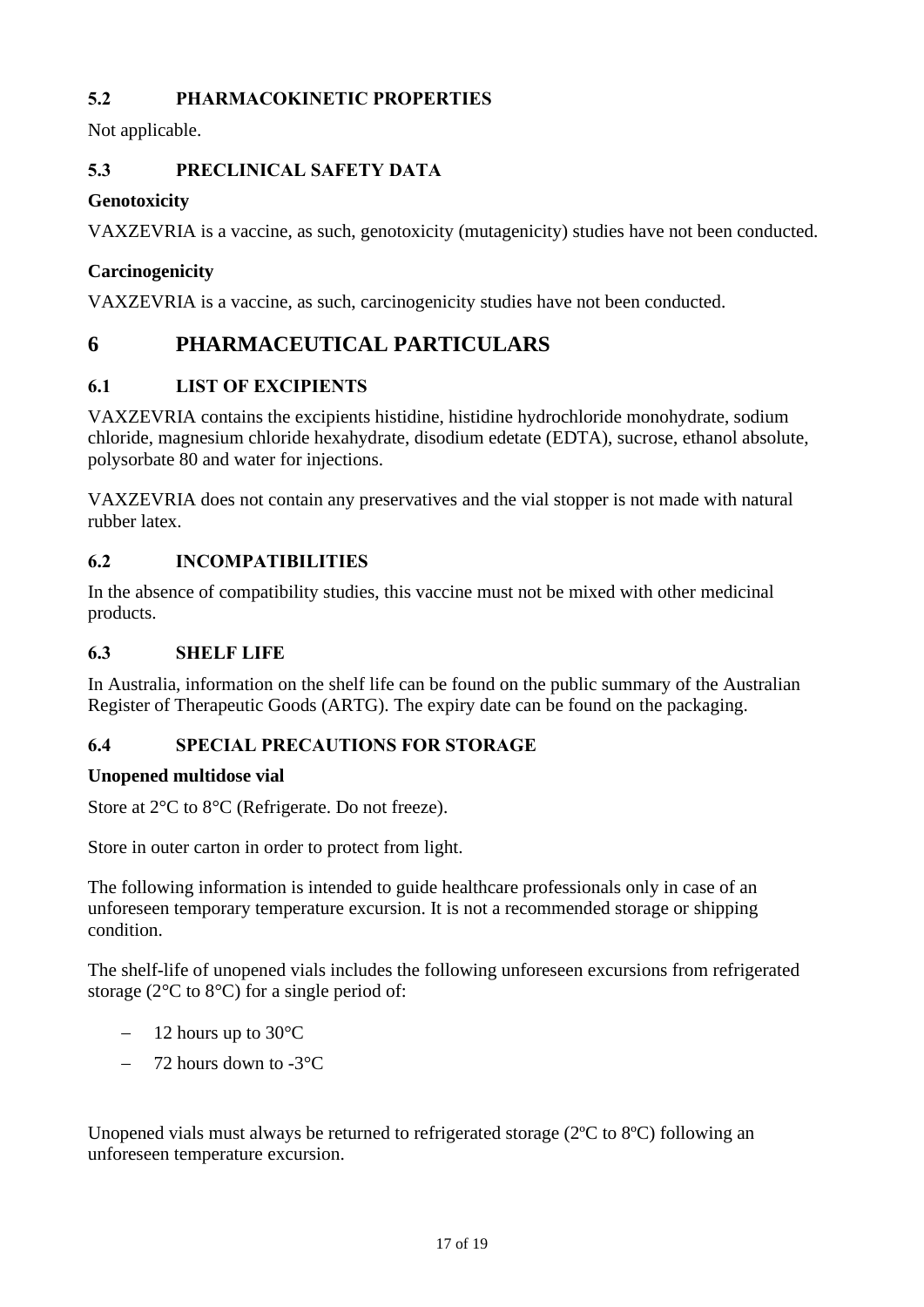### 5.2 PHARMACOKINETIC PROPERTIES

Not applicable.

### 5.3 PRECLINICAL SAFETY DATA

**Genotoxicity**

VAXZEVRIA is a vaccine, as such, genotoxicity (mutagenicity) studies have not been conducted.

**Carcinogenicity**

VAXZEVRIA is a vaccine, as such, carcinogenicity studies have not been conducted.

## 6 PHARMACEUTICAL PARTICULARS

### 6.1 LIST OF EXCIPIENTS

VAXZEVRIA contains the excipients histidine, histidine hydrochloride monohydrate, sodium chloride, magnesium chloride hexahydrate, disodium edetate (EDTA), sucrose, ethanol absolute, polysorbate 80 and water for injections.

VAXZEVRIA does not contain any preservatives and the vial stopper is not made with natural rubber latex.

### 6.2 INCOMPATIBILITIES

In the absence of compatibility studies, this vaccine must not be mixed with other medicinal products.

### 6.3 SHELF LIFE

In Australia, information on the shelf life can be found on the public summary of the Australian Register of Therapeutic Goods (ARTG). The expiry date can be found on the packaging.

### 6.4 SPECIAL PRECAUTIONS FOR STORAGE

**Unopened multidose vial**

Store at 2°C to 8°C (Refrigerate. Do not freeze).

Store in outer carton in order to protect from light.

The following information is intended to guide healthcare professionals only in case of an unforeseen temporary temperature excursion. It is not a recommended storage or shipping condition.

The shelf-life of unopened vials includes the following unforeseen excursions from refrigerated storage (2°C to 8°C) for a single period of:

- 12 hours up to 30°C
- 72 hours down to -3°C

Unopened vials must always be returned to refrigerated storage (2ºC to 8ºC) following an unforeseen temperature excursion.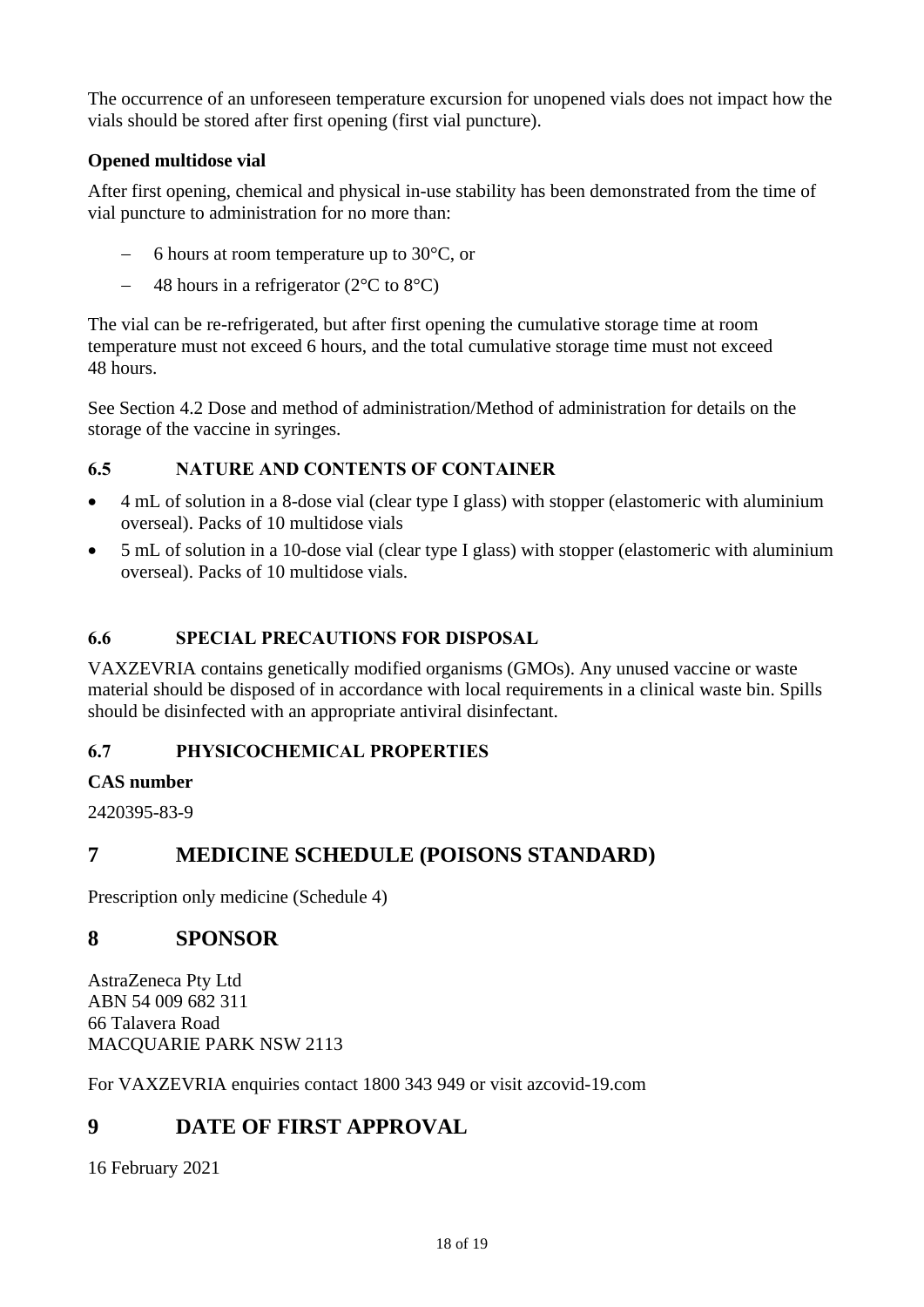The occurrence of an unforeseen temperature excursion for unopened vials does not impact how the vials should be stored after first opening (first vial puncture).

**Opened multidose vial**

After first opening, chemical and physical in-use stability has been demonstrated from the time of vial puncture to administration for no more than:

- 6 hours at room temperature up to 30°C, or
- 48 hours in a refrigerator (2°C to 8°C)

The vial can be re-refrigerated, but after first opening the cumulative storage time at room temperature must not exceed 6 hours, and the total cumulative storage time must not exceed 48 hours.

See Section 4.2 Dose and method of administration/Method of administration for details on the storage of the vaccine in syringes.

### 6.5 NATURE AND CONTENTS OF CONTAINER

- 4 mL of solution in a 8-dose vial (clear type I glass) with stopper (elastomeric with aluminium overseal). Packs of 10 multidose vials
- 5 mL of solution in a 10-dose vial (clear type I glass) with stopper (elastomeric with aluminium overseal). Packs of 10 multidose vials.

### 6.6 SPECIAL PRECAUTIONS FOR DISPOSAL

VAXZEVRIA contains genetically modified organisms (GMOs). Any unused vaccine or waste material should be disposed of in accordance with local requirements in a clinical waste bin. Spills should be disinfected with an appropriate antiviral disinfectant.

### 6.7 PHYSICOCHEMICAL PROPERTIES

**CAS number**

2420395-83-9

## 7 MEDICINE SCHEDULE (POISONS STANDARD)

Prescription only medicine (Schedule 4)

## 8 SPONSOR

AstraZeneca Pty Ltd
ABN 54 009 682 311
66 Talavera Road
MACQUARIE PARK NSW 2113

For VAXZEVRIA enquiries contact 1800 343 949 or visit azcovid-19.com

## 9 DATE OF FIRST APPROVAL

16 February 2021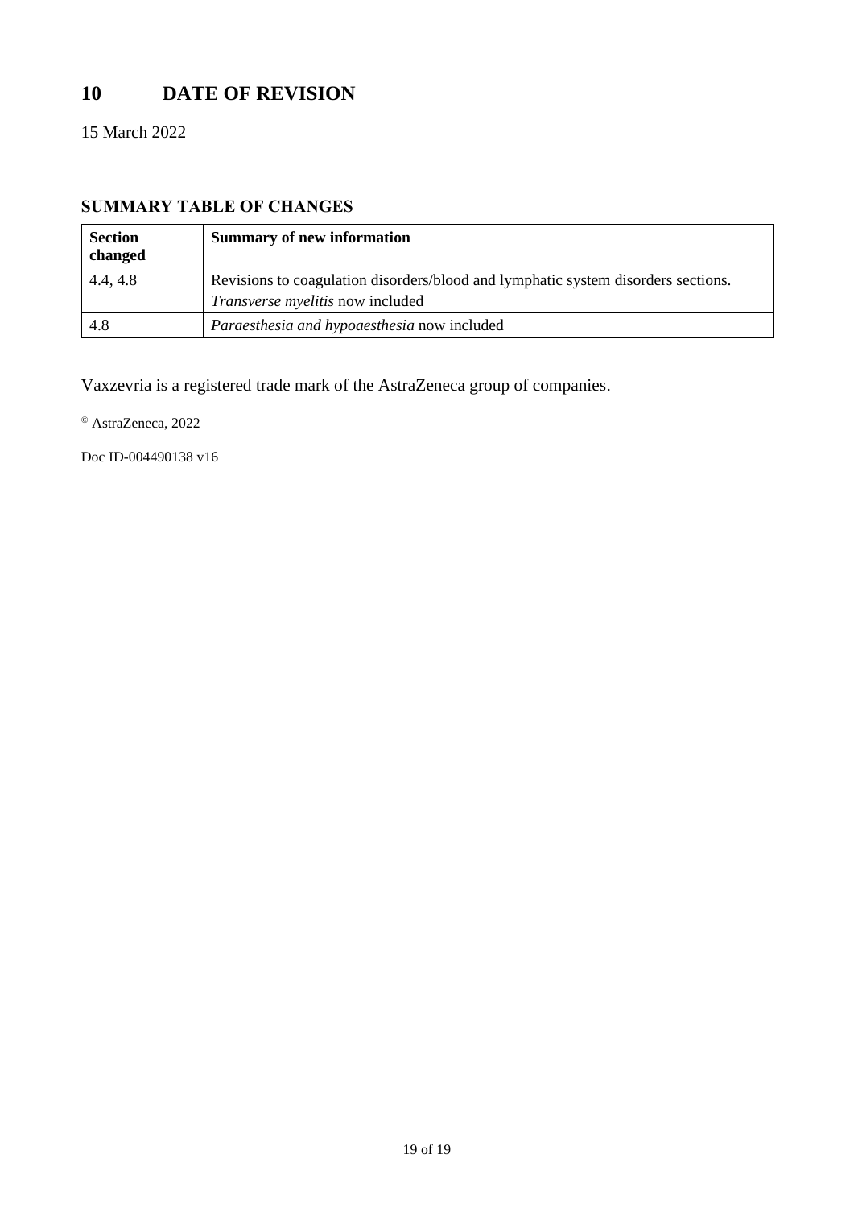# 10 DATE OF REVISION

15 March 2022

## SUMMARY TABLE OF CHANGES

| **Section changed** | **Summary of new information** |
|---|---|
| 4.4, 4.8 | Revisions to coagulation disorders/blood and lymphatic system disorders sections. *Transverse myelitis* now included |
| 4.8 | *Paraesthesia and hypoaesthesia* now included |

Vaxzevria is a registered trade mark of the AstraZeneca group of companies.

© AstraZeneca, 2022

Doc ID-004490138 v16